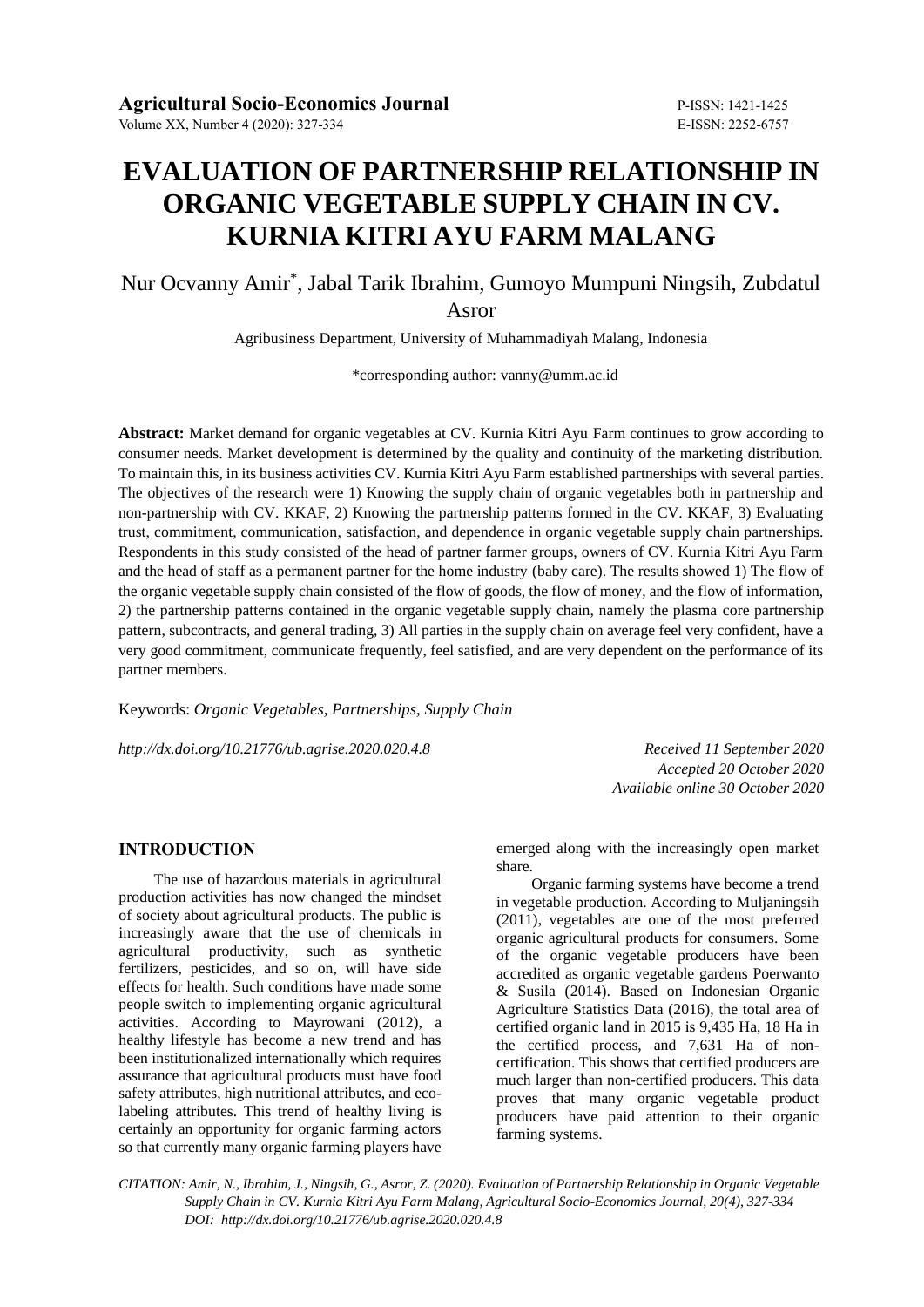# EVALUATION OF PARTNERSHIP RELATIONSHIP IN ORGANIC VEGETABLE SUPPLY CHAIN IN CV. KURNIA KITRI AYU FARM MALANG

Nur Ocvanny Amir*, Jabal Tarik Ibrahim, Gumoyo Mumpuni Ningsih, Zubdatul Asror

Agribusiness Department, University of Muhammadiyah Malang, Indonesia

*corresponding author: vanny@umm.ac.id

**Abstract:** Market demand for organic vegetables at CV. Kurnia Kitri Ayu Farm continues to grow according to consumer needs. Market development is determined by the quality and continuity of the marketing distribution. To maintain this, in its business activities CV. Kurnia Kitri Ayu Farm established partnerships with several parties. The objectives of the research were 1) Knowing the supply chain of organic vegetables both in partnership and non-partnership with CV. KKAF, 2) Knowing the partnership patterns formed in the CV. KKAF, 3) Evaluating trust, commitment, communication, satisfaction, and dependence in organic vegetable supply chain partnerships. Respondents in this study consisted of the head of partner farmer groups, owners of CV. Kurnia Kitri Ayu Farm and the head of staff as a permanent partner for the home industry (baby care). The results showed 1) The flow of the organic vegetable supply chain consisted of the flow of goods, the flow of money, and the flow of information, 2) the partnership patterns contained in the organic vegetable supply chain, namely the plasma core partnership pattern, subcontracts, and general trading, 3) All parties in the supply chain on average feel very confident, have a very good commitment, communicate frequently, feel satisfied, and are very dependent on the performance of its partner members.

Keywords: *Organic Vegetables, Partnerships, Supply Chain*

*http://dx.doi.org/10.21776/ub.agrise.2020.020.4.8*

*Received 11 September 2020*
*Accepted 20 October 2020*
*Available online 30 October 2020*

## INTRODUCTION

The use of hazardous materials in agricultural production activities has now changed the mindset of society about agricultural products. The public is increasingly aware that the use of chemicals in agricultural productivity, such as synthetic fertilizers, pesticides, and so on, will have side effects for health. Such conditions have made some people switch to implementing organic agricultural activities. According to Mayrowani (2012), a healthy lifestyle has become a new trend and has been institutionalized internationally which requires assurance that agricultural products must have food safety attributes, high nutritional attributes, and eco-labeling attributes. This trend of healthy living is certainly an opportunity for organic farming actors so that currently many organic farming players have emerged along with the increasingly open market share.

Organic farming systems have become a trend in vegetable production. According to Muljaningsih (2011), vegetables are one of the most preferred organic agricultural products for consumers. Some of the organic vegetable producers have been accredited as organic vegetable gardens Poerwanto & Susila (2014). Based on Indonesian Organic Agriculture Statistics Data (2016), the total area of certified organic land in 2015 is 9,435 Ha, 18 Ha in the certified process, and 7,631 Ha of non-certification. This shows that certified producers are much larger than non-certified producers. This data proves that many organic vegetable product producers have paid attention to their organic farming systems.

*CITATION: Amir, N., Ibrahim, J., Ningsih, G., Asror, Z. (2020). Evaluation of Partnership Relationship in Organic Vegetable Supply Chain in CV. Kurnia Kitri Ayu Farm Malang, Agricultural Socio-Economics Journal, 20(4), 327-334*
*DOI: http://dx.doi.org/10.21776/ub.agrise.2020.020.4.8*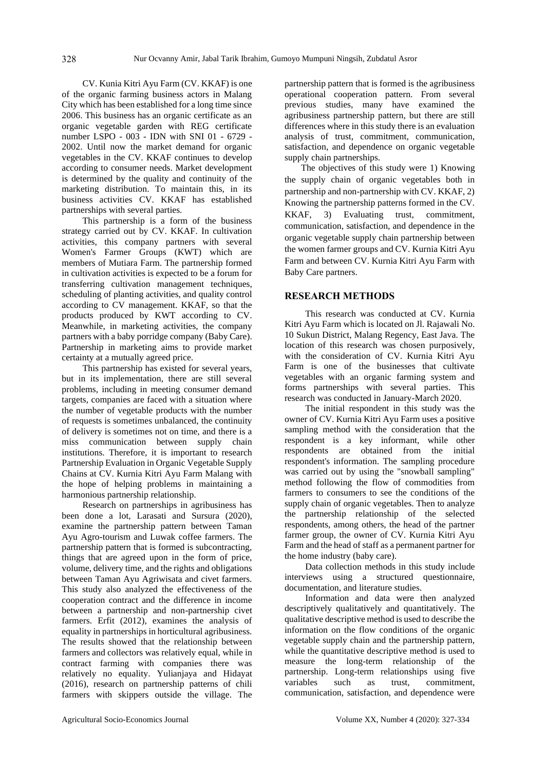CV. Kunia Kitri Ayu Farm (CV. KKAF) is one of the organic farming business actors in Malang City which has been established for a long time since 2006. This business has an organic certificate as an organic vegetable garden with REG certificate number LSPO - 003 - IDN with SNI 01 - 6729 - 2002. Until now the market demand for organic vegetables in the CV. KKAF continues to develop according to consumer needs. Market development is determined by the quality and continuity of the marketing distribution. To maintain this, in its business activities CV. KKAF has established partnerships with several parties.

This partnership is a form of the business strategy carried out by CV. KKAF. In cultivation activities, this company partners with several Women's Farmer Groups (KWT) which are members of Mutiara Farm. The partnership formed in cultivation activities is expected to be a forum for transferring cultivation management techniques, scheduling of planting activities, and quality control according to CV management. KKAF, so that the products produced by KWT according to CV. Meanwhile, in marketing activities, the company partners with a baby porridge company (Baby Care). Partnership in marketing aims to provide market certainty at a mutually agreed price.

This partnership has existed for several years, but in its implementation, there are still several problems, including in meeting consumer demand targets, companies are faced with a situation where the number of vegetable products with the number of requests is sometimes unbalanced, the continuity of delivery is sometimes not on time, and there is a miss communication between supply chain institutions. Therefore, it is important to research Partnership Evaluation in Organic Vegetable Supply Chains at CV. Kurnia Kitri Ayu Farm Malang with the hope of helping problems in maintaining a harmonious partnership relationship.

Research on partnerships in agribusiness has been done a lot, Larasati and Sursura (2020), examine the partnership pattern between Taman Ayu Agro-tourism and Luwak coffee farmers. The partnership pattern that is formed is subcontracting, things that are agreed upon in the form of price, volume, delivery time, and the rights and obligations between Taman Ayu Agriwisata and civet farmers. This study also analyzed the effectiveness of the cooperation contract and the difference in income between a partnership and non-partnership civet farmers. Erfit (2012), examines the analysis of equality in partnerships in horticultural agribusiness. The results showed that the relationship between farmers and collectors was relatively equal, while in contract farming with companies there was relatively no equality. Yulianjaya and Hidayat (2016), research on partnership patterns of chili farmers with skippers outside the village. The partnership pattern that is formed is the agribusiness operational cooperation pattern. From several previous studies, many have examined the agribusiness partnership pattern, but there are still differences where in this study there is an evaluation analysis of trust, commitment, communication, satisfaction, and dependence on organic vegetable supply chain partnerships.

The objectives of this study were 1) Knowing the supply chain of organic vegetables both in partnership and non-partnership with CV. KKAF, 2) Knowing the partnership patterns formed in the CV. KKAF, 3) Evaluating trust, commitment, communication, satisfaction, and dependence in the organic vegetable supply chain partnership between the women farmer groups and CV. Kurnia Kitri Ayu Farm and between CV. Kurnia Kitri Ayu Farm with Baby Care partners.

## RESEARCH METHODS

This research was conducted at CV. Kurnia Kitri Ayu Farm which is located on Jl. Rajawali No. 10 Sukun District, Malang Regency, East Java. The location of this research was chosen purposively, with the consideration of CV. Kurnia Kitri Ayu Farm is one of the businesses that cultivate vegetables with an organic farming system and forms partnerships with several parties. This research was conducted in January-March 2020.

The initial respondent in this study was the owner of CV. Kurnia Kitri Ayu Farm uses a positive sampling method with the consideration that the respondent is a key informant, while other respondents are obtained from the initial respondent's information. The sampling procedure was carried out by using the "snowball sampling" method following the flow of commodities from farmers to consumers to see the conditions of the supply chain of organic vegetables. Then to analyze the partnership relationship of the selected respondents, among others, the head of the partner farmer group, the owner of CV. Kurnia Kitri Ayu Farm and the head of staff as a permanent partner for the home industry (baby care).

Data collection methods in this study include interviews using a structured questionnaire, documentation, and literature studies.

Information and data were then analyzed descriptively qualitatively and quantitatively. The qualitative descriptive method is used to describe the information on the flow conditions of the organic vegetable supply chain and the partnership pattern, while the quantitative descriptive method is used to measure the long-term relationship of the partnership. Long-term relationships using five variables such as trust, commitment, communication, satisfaction, and dependence were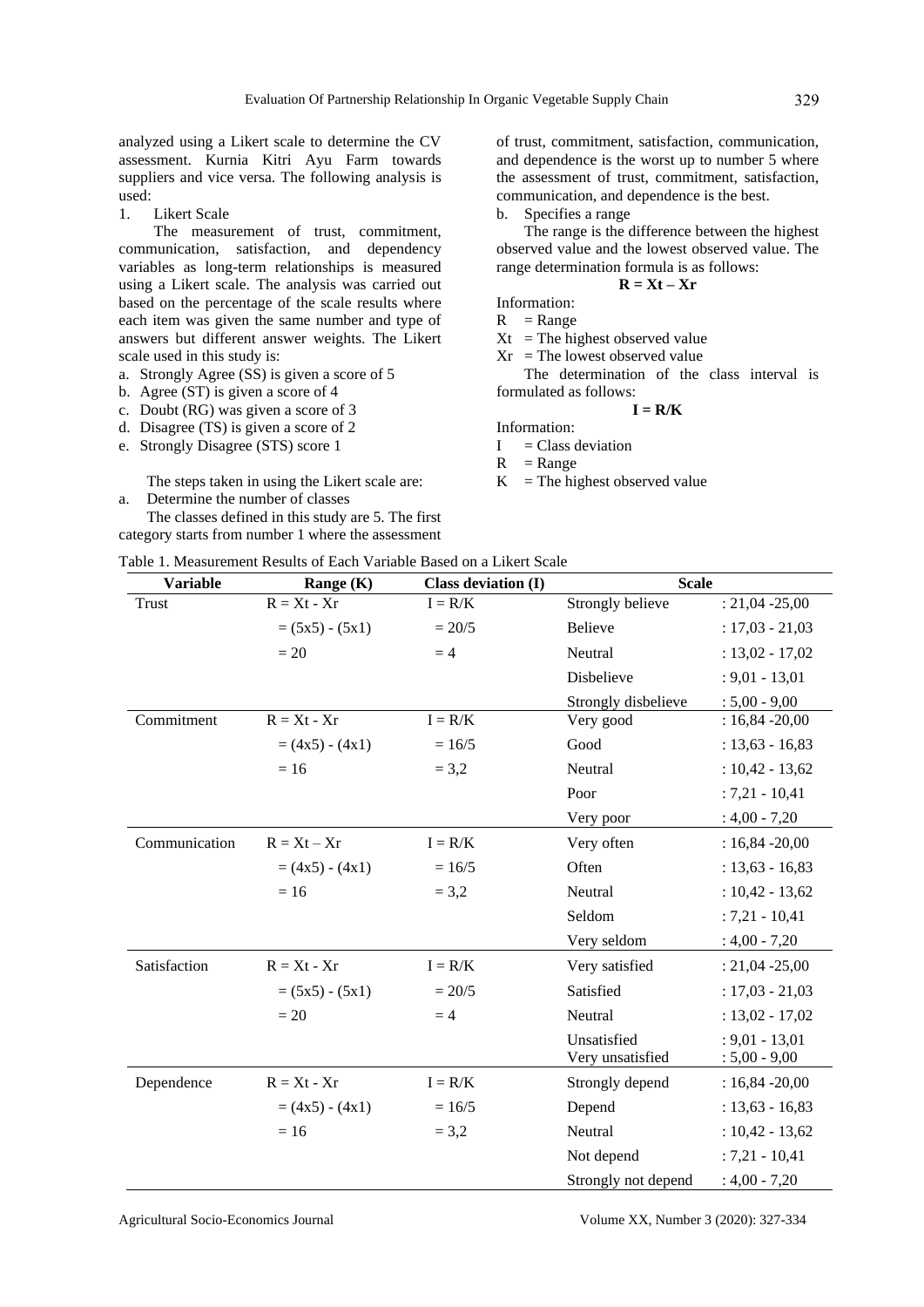analyzed using a Likert scale to determine the CV assessment. Kurnia Kitri Ayu Farm towards suppliers and vice versa. The following analysis is used:

1. Likert Scale

The measurement of trust, commitment, communication, satisfaction, and dependency variables as long-term relationships is measured using a Likert scale. The analysis was carried out based on the percentage of the scale results where each item was given the same number and type of answers but different answer weights. The Likert scale used in this study is:

a. Strongly Agree (SS) is given a score of 5
b. Agree (ST) is given a score of 4
c. Doubt (RG) was given a score of 3
d. Disagree (TS) is given a score of 2
e. Strongly Disagree (STS) score 1

The steps taken in using the Likert scale are:

a. Determine the number of classes

The classes defined in this study are 5. The first category starts from number 1 where the assessment of trust, commitment, satisfaction, communication, and dependence is the worst up to number 5 where the assessment of trust, commitment, satisfaction, communication, and dependence is the best.

b. Specifies a range

The range is the difference between the highest observed value and the lowest observed value. The range determination formula is as follows:

$$\mathbf{R = Xt - Xr}$$

Information:
R = Range
Xt = The highest observed value
Xr = The lowest observed value

The determination of the class interval is formulated as follows:

$$\mathbf{I = R/K}$$

Information:
I = Class deviation
R = Range
K = The highest observed value

Table 1. Measurement Results of Each Variable Based on a Likert Scale

| Variable | Range (K) | Class deviation (I) | Scale | |
|---|---|---|---|---|
| Trust | R = Xt - Xr | I = R/K | Strongly believe | : 21,04 -25,00 |
| | = (5x5) - (5x1) | = 20/5 | Believe | : 17,03 - 21,03 |
| | = 20 | = 4 | Neutral | : 13,02 - 17,02 |
| | | | Disbelieve | : 9,01 - 13,01 |
| | | | Strongly disbelieve | : 5,00 - 9,00 |
| Commitment | R = Xt - Xr | I = R/K | Very good | : 16,84 -20,00 |
| | = (4x5) - (4x1) | = 16/5 | Good | : 13,63 - 16,83 |
| | = 16 | = 3,2 | Neutral | : 10,42 - 13,62 |
| | | | Poor | : 7,21 - 10,41 |
| | | | Very poor | : 4,00 - 7,20 |
| Communication | R = Xt – Xr | I = R/K | Very often | : 16,84 -20,00 |
| | = (4x5) - (4x1) | = 16/5 | Often | : 13,63 - 16,83 |
| | = 16 | = 3,2 | Neutral | : 10,42 - 13,62 |
| | | | Seldom | : 7,21 - 10,41 |
| | | | Very seldom | : 4,00 - 7,20 |
| Satisfaction | R = Xt - Xr | I = R/K | Very satisfied | : 21,04 -25,00 |
| | = (5x5) - (5x1) | = 20/5 | Satisfied | : 17,03 - 21,03 |
| | = 20 | = 4 | Neutral | : 13,02 - 17,02 |
| | | | Unsatisfied | : 9,01 - 13,01 |
| | | | Very unsatisfied | : 5,00 - 9,00 |
| Dependence | R = Xt - Xr | I = R/K | Strongly depend | : 16,84 -20,00 |
| | = (4x5) - (4x1) | = 16/5 | Depend | : 13,63 - 16,83 |
| | = 16 | = 3,2 | Neutral | : 10,42 - 13,62 |
| | | | Not depend | : 7,21 - 10,41 |
| | | | Strongly not depend | : 4,00 - 7,20 |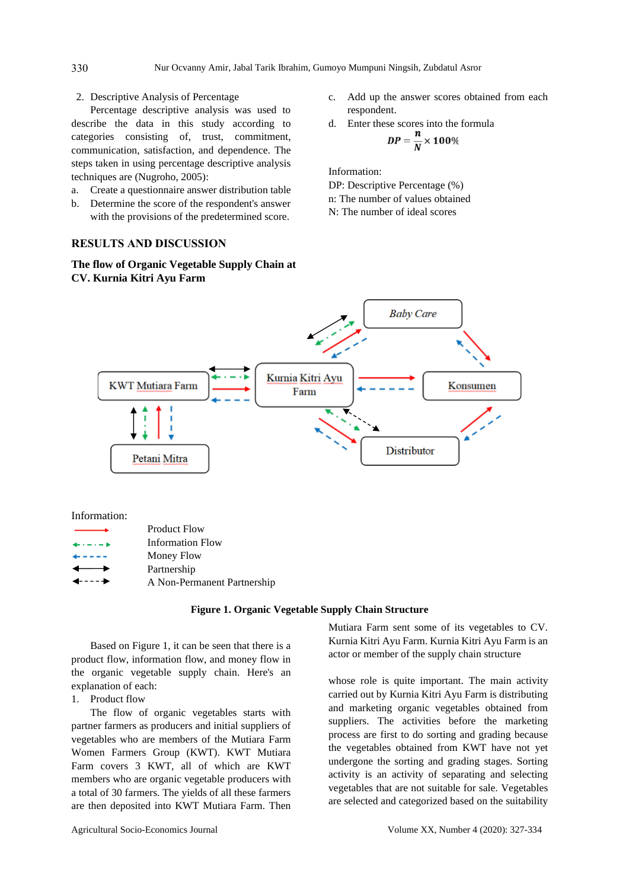2. Descriptive Analysis of Percentage

Percentage descriptive analysis was used to describe the data in this study according to categories consisting of, trust, commitment, communication, satisfaction, and dependence. The steps taken in using percentage descriptive analysis techniques are (Nugroho, 2005):

a. Create a questionnaire answer distribution table
b. Determine the score of the respondent's answer with the provisions of the predetermined score.
c. Add up the answer scores obtained from each respondent.
d. Enter these scores into the formula

$$DP = \frac{n}{N} \times 100\%$$

Information:
DP: Descriptive Percentage (%)
n: The number of values obtained
N: The number of ideal scores

## RESULTS AND DISCUSSION

### The flow of Organic Vegetable Supply Chain at CV. Kurnia Kitri Ayu Farm

Information:
Product Flow
Information Flow
Money Flow
Partnership
A Non-Permanent Partnership

**Figure 1. Organic Vegetable Supply Chain Structure**

Based on Figure 1, it can be seen that there is a product flow, information flow, and money flow in the organic vegetable supply chain. Here's an explanation of each:

1. Product flow

The flow of organic vegetables starts with partner farmers as producers and initial suppliers of vegetables who are members of the Mutiara Farm Women Farmers Group (KWT). KWT Mutiara Farm covers 3 KWT, all of which are KWT members who are organic vegetable producers with a total of 30 farmers. The yields of all these farmers are then deposited into KWT Mutiara Farm. Then Mutiara Farm sent some of its vegetables to CV. Kurnia Kitri Ayu Farm. Kurnia Kitri Ayu Farm is an actor or member of the supply chain structure

whose role is quite important. The main activity carried out by Kurnia Kitri Ayu Farm is distributing and marketing organic vegetables obtained from suppliers. The activities before the marketing process are first to do sorting and grading because the vegetables obtained from KWT have not yet undergone the sorting and grading stages. Sorting activity is an activity of separating and selecting vegetables that are not suitable for sale. Vegetables are selected and categorized based on the suitability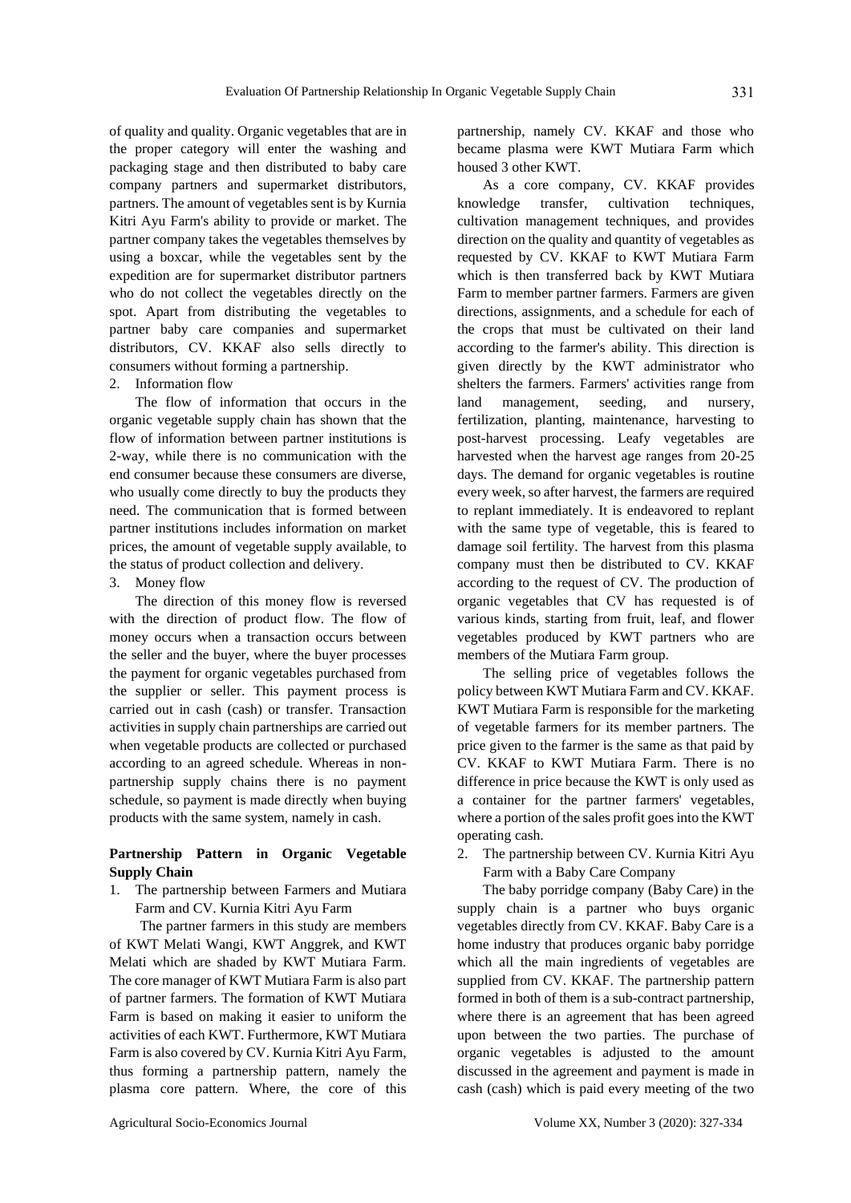of quality and quality. Organic vegetables that are in the proper category will enter the washing and packaging stage and then distributed to baby care company partners and supermarket distributors, partners. The amount of vegetables sent is by Kurnia Kitri Ayu Farm's ability to provide or market. The partner company takes the vegetables themselves by using a boxcar, while the vegetables sent by the expedition are for supermarket distributor partners who do not collect the vegetables directly on the spot. Apart from distributing the vegetables to partner baby care companies and supermarket distributors, CV. KKAF also sells directly to consumers without forming a partnership.

2. Information flow

The flow of information that occurs in the organic vegetable supply chain has shown that the flow of information between partner institutions is 2-way, while there is no communication with the end consumer because these consumers are diverse, who usually come directly to buy the products they need. The communication that is formed between partner institutions includes information on market prices, the amount of vegetable supply available, to the status of product collection and delivery.

3. Money flow

The direction of this money flow is reversed with the direction of product flow. The flow of money occurs when a transaction occurs between the seller and the buyer, where the buyer processes the payment for organic vegetables purchased from the supplier or seller. This payment process is carried out in cash (cash) or transfer. Transaction activities in supply chain partnerships are carried out when vegetable products are collected or purchased according to an agreed schedule. Whereas in non-partnership supply chains there is no payment schedule, so payment is made directly when buying products with the same system, namely in cash.

**Partnership Pattern in Organic Vegetable Supply Chain**

1. The partnership between Farmers and Mutiara Farm and CV. Kurnia Kitri Ayu Farm

The partner farmers in this study are members of KWT Melati Wangi, KWT Anggrek, and KWT Melati which are shaded by KWT Mutiara Farm. The core manager of KWT Mutiara Farm is also part of partner farmers. The formation of KWT Mutiara Farm is based on making it easier to uniform the activities of each KWT. Furthermore, KWT Mutiara Farm is also covered by CV. Kurnia Kitri Ayu Farm, thus forming a partnership pattern, namely the plasma core pattern. Where, the core of this partnership, namely CV. KKAF and those who became plasma were KWT Mutiara Farm which housed 3 other KWT.

As a core company, CV. KKAF provides knowledge transfer, cultivation techniques, cultivation management techniques, and provides direction on the quality and quantity of vegetables as requested by CV. KKAF to KWT Mutiara Farm which is then transferred back by KWT Mutiara Farm to member partner farmers. Farmers are given directions, assignments, and a schedule for each of the crops that must be cultivated on their land according to the farmer's ability. This direction is given directly by the KWT administrator who shelters the farmers. Farmers' activities range from land management, seeding, and nursery, fertilization, planting, maintenance, harvesting to post-harvest processing. Leafy vegetables are harvested when the harvest age ranges from 20-25 days. The demand for organic vegetables is routine every week, so after harvest, the farmers are required to replant immediately. It is endeavored to replant with the same type of vegetable, this is feared to damage soil fertility. The harvest from this plasma company must then be distributed to CV. KKAF according to the request of CV. The production of organic vegetables that CV has requested is of various kinds, starting from fruit, leaf, and flower vegetables produced by KWT partners who are members of the Mutiara Farm group.

The selling price of vegetables follows the policy between KWT Mutiara Farm and CV. KKAF. KWT Mutiara Farm is responsible for the marketing of vegetable farmers for its member partners. The price given to the farmer is the same as that paid by CV. KKAF to KWT Mutiara Farm. There is no difference in price because the KWT is only used as a container for the partner farmers' vegetables, where a portion of the sales profit goes into the KWT operating cash.

2. The partnership between CV. Kurnia Kitri Ayu Farm with a Baby Care Company

The baby porridge company (Baby Care) in the supply chain is a partner who buys organic vegetables directly from CV. KKAF. Baby Care is a home industry that produces organic baby porridge which all the main ingredients of vegetables are supplied from CV. KKAF. The partnership pattern formed in both of them is a sub-contract partnership, where there is an agreement that has been agreed upon between the two parties. The purchase of organic vegetables is adjusted to the amount discussed in the agreement and payment is made in cash (cash) which is paid every meeting of the two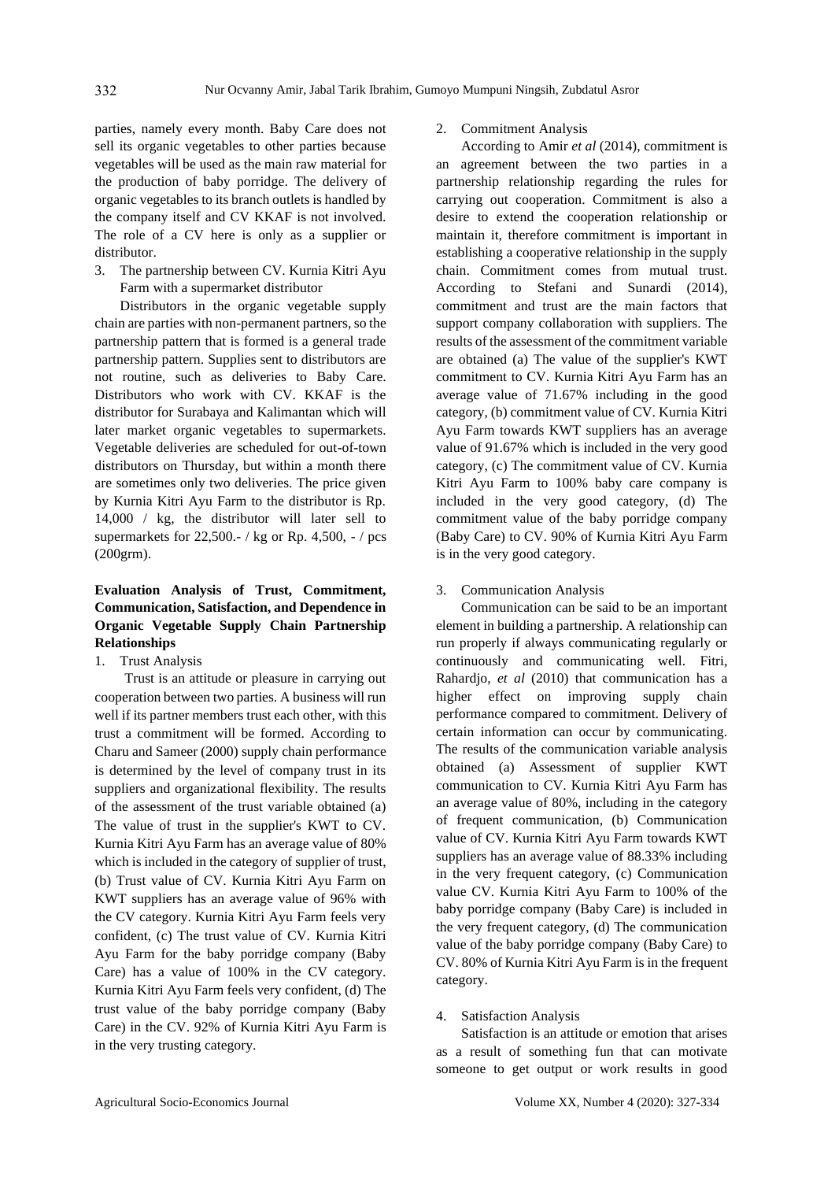parties, namely every month. Baby Care does not sell its organic vegetables to other parties because vegetables will be used as the main raw material for the production of baby porridge. The delivery of organic vegetables to its branch outlets is handled by the company itself and CV KKAF is not involved. The role of a CV here is only as a supplier or distributor.

3. The partnership between CV. Kurnia Kitri Ayu Farm with a supermarket distributor

Distributors in the organic vegetable supply chain are parties with non-permanent partners, so the partnership pattern that is formed is a general trade partnership pattern. Supplies sent to distributors are not routine, such as deliveries to Baby Care. Distributors who work with CV. KKAF is the distributor for Surabaya and Kalimantan which will later market organic vegetables to supermarkets. Vegetable deliveries are scheduled for out-of-town distributors on Thursday, but within a month there are sometimes only two deliveries. The price given by Kurnia Kitri Ayu Farm to the distributor is Rp. 14,000 / kg, the distributor will later sell to supermarkets for 22,500.- / kg or Rp. 4,500, - / pcs (200grm).

**Evaluation Analysis of Trust, Commitment, Communication, Satisfaction, and Dependence in Organic Vegetable Supply Chain Partnership Relationships**

1. Trust Analysis

Trust is an attitude or pleasure in carrying out cooperation between two parties. A business will run well if its partner members trust each other, with this trust a commitment will be formed. According to Charu and Sameer (2000) supply chain performance is determined by the level of company trust in its suppliers and organizational flexibility. The results of the assessment of the trust variable obtained (a) The value of trust in the supplier's KWT to CV. Kurnia Kitri Ayu Farm has an average value of 80% which is included in the category of supplier of trust, (b) Trust value of CV. Kurnia Kitri Ayu Farm on KWT suppliers has an average value of 96% with the CV category. Kurnia Kitri Ayu Farm feels very confident, (c) The trust value of CV. Kurnia Kitri Ayu Farm for the baby porridge company (Baby Care) has a value of 100% in the CV category. Kurnia Kitri Ayu Farm feels very confident, (d) The trust value of the baby porridge company (Baby Care) in the CV. 92% of Kurnia Kitri Ayu Farm is in the very trusting category.

2. Commitment Analysis

According to Amir *et al* (2014), commitment is an agreement between the two parties in a partnership relationship regarding the rules for carrying out cooperation. Commitment is also a desire to extend the cooperation relationship or maintain it, therefore commitment is important in establishing a cooperative relationship in the supply chain. Commitment comes from mutual trust. According to Stefani and Sunardi (2014), commitment and trust are the main factors that support company collaboration with suppliers. The results of the assessment of the commitment variable are obtained (a) The value of the supplier's KWT commitment to CV. Kurnia Kitri Ayu Farm has an average value of 71.67% including in the good category, (b) commitment value of CV. Kurnia Kitri Ayu Farm towards KWT suppliers has an average value of 91.67% which is included in the very good category, (c) The commitment value of CV. Kurnia Kitri Ayu Farm to 100% baby care company is included in the very good category, (d) The commitment value of the baby porridge company (Baby Care) to CV. 90% of Kurnia Kitri Ayu Farm is in the very good category.

3. Communication Analysis

Communication can be said to be an important element in building a partnership. A relationship can run properly if always communicating regularly or continuously and communicating well. Fitri, Rahardjo, *et al* (2010) that communication has a higher effect on improving supply chain performance compared to commitment. Delivery of certain information can occur by communicating. The results of the communication variable analysis obtained (a) Assessment of supplier KWT communication to CV. Kurnia Kitri Ayu Farm has an average value of 80%, including in the category of frequent communication, (b) Communication value of CV. Kurnia Kitri Ayu Farm towards KWT suppliers has an average value of 88.33% including in the very frequent category, (c) Communication value CV. Kurnia Kitri Ayu Farm to 100% of the baby porridge company (Baby Care) is included in the very frequent category, (d) The communication value of the baby porridge company (Baby Care) to CV. 80% of Kurnia Kitri Ayu Farm is in the frequent category.

4. Satisfaction Analysis

Satisfaction is an attitude or emotion that arises as a result of something fun that can motivate someone to get output or work results in good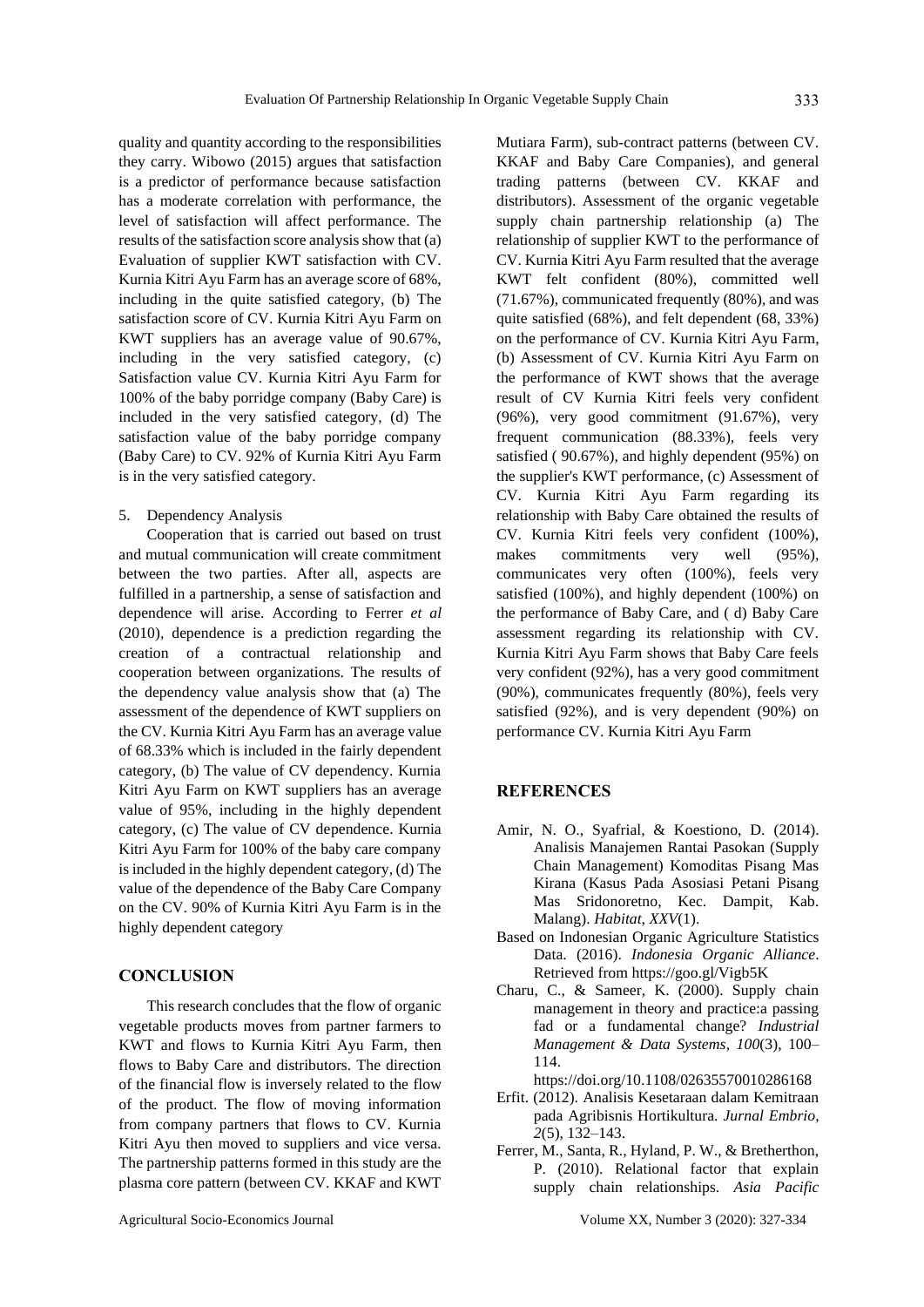quality and quantity according to the responsibilities they carry. Wibowo (2015) argues that satisfaction is a predictor of performance because satisfaction has a moderate correlation with performance, the level of satisfaction will affect performance. The results of the satisfaction score analysis show that (a) Evaluation of supplier KWT satisfaction with CV. Kurnia Kitri Ayu Farm has an average score of 68%, including in the quite satisfied category, (b) The satisfaction score of CV. Kurnia Kitri Ayu Farm on KWT suppliers has an average value of 90.67%, including in the very satisfied category, (c) Satisfaction value CV. Kurnia Kitri Ayu Farm for 100% of the baby porridge company (Baby Care) is included in the very satisfied category, (d) The satisfaction value of the baby porridge company (Baby Care) to CV. 92% of Kurnia Kitri Ayu Farm is in the very satisfied category.

5. Dependency Analysis

Cooperation that is carried out based on trust and mutual communication will create commitment between the two parties. After all, aspects are fulfilled in a partnership, a sense of satisfaction and dependence will arise. According to Ferrer *et al* (2010), dependence is a prediction regarding the creation of a contractual relationship and cooperation between organizations. The results of the dependency value analysis show that (a) The assessment of the dependence of KWT suppliers on the CV. Kurnia Kitri Ayu Farm has an average value of 68.33% which is included in the fairly dependent category, (b) The value of CV dependency. Kurnia Kitri Ayu Farm on KWT suppliers has an average value of 95%, including in the highly dependent category, (c) The value of CV dependence. Kurnia Kitri Ayu Farm for 100% of the baby care company is included in the highly dependent category, (d) The value of the dependence of the Baby Care Company on the CV. 90% of Kurnia Kitri Ayu Farm is in the highly dependent category

## CONCLUSION

This research concludes that the flow of organic vegetable products moves from partner farmers to KWT and flows to Kurnia Kitri Ayu Farm, then flows to Baby Care and distributors. The direction of the financial flow is inversely related to the flow of the product. The flow of moving information from company partners that flows to CV. Kurnia Kitri Ayu then moved to suppliers and vice versa. The partnership patterns formed in this study are the plasma core pattern (between CV. KKAF and KWT Mutiara Farm), sub-contract patterns (between CV. KKAF and Baby Care Companies), and general trading patterns (between CV. KKAF and distributors). Assessment of the organic vegetable supply chain partnership relationship (a) The relationship of supplier KWT to the performance of CV. Kurnia Kitri Ayu Farm resulted that the average KWT felt confident (80%), committed well (71.67%), communicated frequently (80%), and was quite satisfied (68%), and felt dependent (68, 33%) on the performance of CV. Kurnia Kitri Ayu Farm, (b) Assessment of CV. Kurnia Kitri Ayu Farm on the performance of KWT shows that the average result of CV Kurnia Kitri feels very confident (96%), very good commitment (91.67%), very frequent communication (88.33%), feels very satisfied ( 90.67%), and highly dependent (95%) on the supplier's KWT performance, (c) Assessment of CV. Kurnia Kitri Ayu Farm regarding its relationship with Baby Care obtained the results of CV. Kurnia Kitri feels very confident (100%), makes commitments very well (95%), communicates very often (100%), feels very satisfied (100%), and highly dependent (100%) on the performance of Baby Care, and ( d) Baby Care assessment regarding its relationship with CV. Kurnia Kitri Ayu Farm shows that Baby Care feels very confident (92%), has a very good commitment (90%), communicates frequently (80%), feels very satisfied (92%), and is very dependent (90%) on performance CV. Kurnia Kitri Ayu Farm

## REFERENCES

Amir, N. O., Syafrial, & Koestiono, D. (2014). Analisis Manajemen Rantai Pasokan (Supply Chain Management) Komoditas Pisang Mas Kirana (Kasus Pada Asosiasi Petani Pisang Mas Sridonoretno, Kec. Dampit, Kab. Malang). *Habitat, XXV*(1).

Based on Indonesian Organic Agriculture Statistics Data. (2016). *Indonesia Organic Alliance*. Retrieved from https://goo.gl/Vigb5K

Charu, C., & Sameer, K. (2000). Supply chain management in theory and practice:a passing fad or a fundamental change? *Industrial Management & Data Systems*, *100*(3), 100–114. https://doi.org/10.1108/02635570010286168

Erfit. (2012). Analisis Kesetaraan dalam Kemitraan pada Agribisnis Hortikultura. *Jurnal Embrio*, *2*(5), 132–143.

Ferrer, M., Santa, R., Hyland, P. W., & Bretherthon, P. (2010). Relational factor that explain supply chain relationships. *Asia Pacific*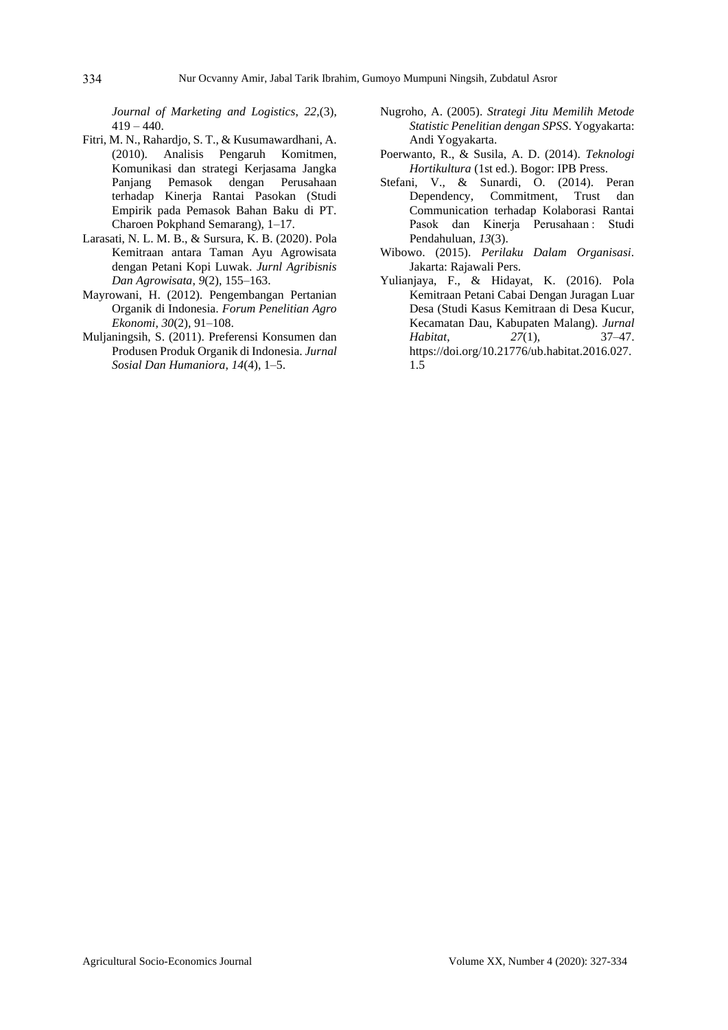*Journal of Marketing and Logistics*, *22*,(3), 419 – 440.

Fitri, M. N., Rahardjo, S. T., & Kusumawardhani, A. (2010). Analisis Pengaruh Komitmen, Komunikasi dan strategi Kerjasama Jangka Panjang Pemasok dengan Perusahaan terhadap Kinerja Rantai Pasokan (Studi Empirik pada Pemasok Bahan Baku di PT. Charoen Pokphand Semarang), 1–17.

Larasati, N. L. M. B., & Sursura, K. B. (2020). Pola Kemitraan antara Taman Ayu Agrowisata dengan Petani Kopi Luwak. *Jurnl Agribisnis Dan Agrowisata*, *9*(2), 155–163.

Mayrowani, H. (2012). Pengembangan Pertanian Organik di Indonesia. *Forum Penelitian Agro Ekonomi*, *30*(2), 91–108.

Muljaningsih, S. (2011). Preferensi Konsumen dan Produsen Produk Organik di Indonesia. *Jurnal Sosial Dan Humaniora*, *14*(4), 1–5.

Nugroho, A. (2005). *Strategi Jitu Memilih Metode Statistic Penelitian dengan SPSS*. Yogyakarta: Andi Yogyakarta.

Poerwanto, R., & Susila, A. D. (2014). *Teknologi Hortikultura* (1st ed.). Bogor: IPB Press.

Stefani, V., & Sunardi, O. (2014). Peran Dependency, Commitment, Trust dan Communication terhadap Kolaborasi Rantai Pasok dan Kinerja Perusahaan : Studi Pendahuluan, *13*(3).

Wibowo. (2015). *Perilaku Dalam Organisasi*. Jakarta: Rajawali Pers.

Yulianjaya, F., & Hidayat, K. (2016). Pola Kemitraan Petani Cabai Dengan Juragan Luar Desa (Studi Kasus Kemitraan di Desa Kucur, Kecamatan Dau, Kabupaten Malang). *Jurnal Habitat*, *27*(1), 37–47. https://doi.org/10.21776/ub.habitat.2016.027.1.5